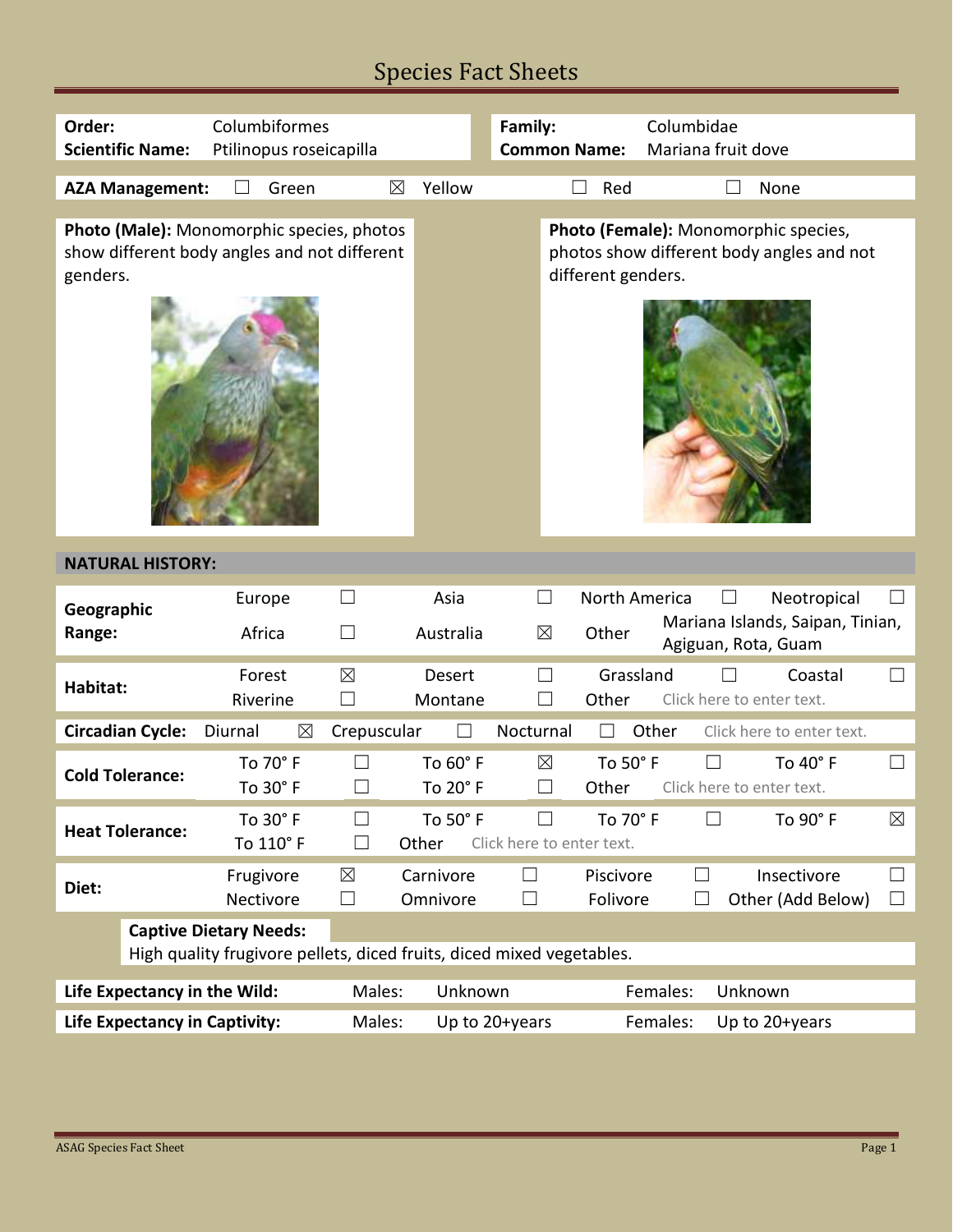# Species Fact Sheets

| | | | |
|---|---|---|---|
| **Order:** | Columbiformes | **Family:** | Columbidae |
| **Scientific Name:** | Ptilinopus roseicapilla | **Common Name:** | Mariana fruit dove |

**AZA Management:** ☐ Green ☒ Yellow ☐ Red ☐ None

**Photo (Male):** Monomorphic species, photos show different body angles and not different genders.

**Photo (Female):** Monomorphic species, photos show different body angles and not different genders.

## NATURAL HISTORY:

| | | | | | | | | |
|---|---|---|---|---|---|---|---|---|
| **Geographic Range:** | Europe | ☐ | Asia | ☐ | North America | ☐ | Neotropical | ☐ |
| | Africa | ☐ | Australia | ☒ | Other | Mariana Islands, Saipan, Tinian, Agiguan, Rota, Guam | | |
| **Habitat:** | Forest | ☒ | Desert | ☐ | Grassland | ☐ | Coastal | ☐ |
| | Riverine | ☐ | Montane | ☐ | Other | Click here to enter text. | | |
| **Circadian Cycle:** | Diurnal | ☒ | Crepuscular | ☐ | Nocturnal | ☐ | Other | Click here to enter text. |
| **Cold Tolerance:** | To 70° F | ☐ | To 60° F | ☒ | To 50° F | ☐ | To 40° F | ☐ |
| | To 30° F | ☐ | To 20° F | ☐ | Other | Click here to enter text. | | |
| **Heat Tolerance:** | To 30° F | ☐ | To 50° F | ☐ | To 70° F | ☐ | To 90° F | ☒ |
| | To 110° F | ☐ | Other | Click here to enter text. | | | | |
| **Diet:** | Frugivore | ☒ | Carnivore | ☐ | Piscivore | ☐ | Insectivore | ☐ |
| | Nectivore | ☐ | Omnivore | ☐ | Folivore | ☐ | Other (Add Below) | ☐ |

**Captive Dietary Needs:**
High quality frugivore pellets, diced fruits, diced mixed vegetables.

| | | | | |
|---|---|---|---|---|
| **Life Expectancy in the Wild:** | Males: | Unknown | Females: | Unknown |
| **Life Expectancy in Captivity:** | Males: | Up to 20+years | Females: | Up to 20+years |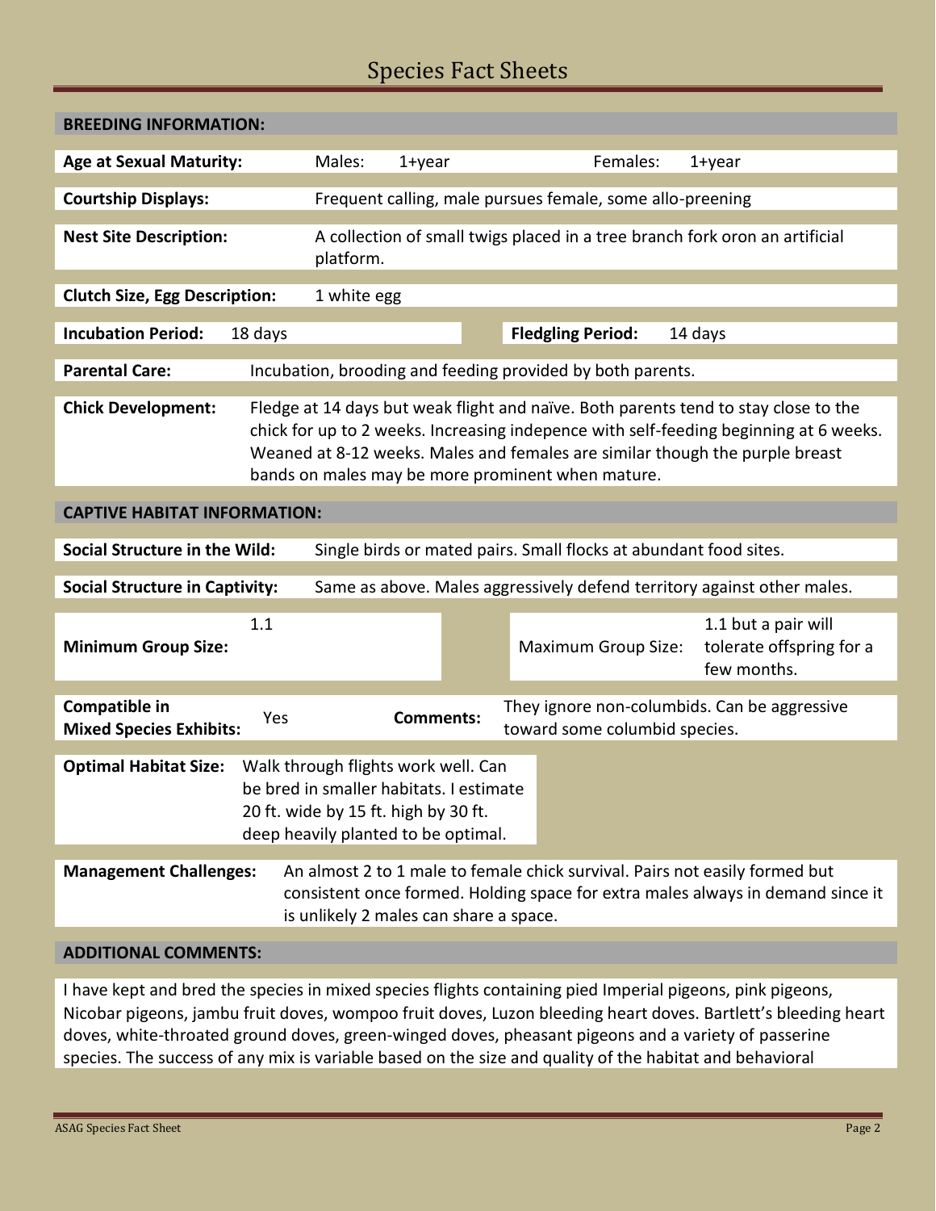## BREEDING INFORMATION:

**Age at Sexual Maturity:** Males: 1+year Females: 1+year

**Courtship Displays:** Frequent calling, male pursues female, some allo-preening

**Nest Site Description:** A collection of small twigs placed in a tree branch fork oron an artificial platform.

**Clutch Size, Egg Description:** 1 white egg

**Incubation Period:** 18 days **Fledgling Period:** 14 days

**Parental Care:** Incubation, brooding and feeding provided by both parents.

**Chick Development:** Fledge at 14 days but weak flight and naïve. Both parents tend to stay close to the chick for up to 2 weeks. Increasing indepence with self-feeding beginning at 6 weeks. Weaned at 8-12 weeks. Males and females are similar though the purple breast bands on males may be more prominent when mature.

## CAPTIVE HABITAT INFORMATION:

**Social Structure in the Wild:** Single birds or mated pairs. Small flocks at abundant food sites.

**Social Structure in Captivity:** Same as above. Males aggressively defend territory against other males.

**Minimum Group Size:** 1.1 Maximum Group Size: 1.1 but a pair will tolerate offspring for a few months.

**Compatible in Mixed Species Exhibits:** Yes **Comments:** They ignore non-columbids. Can be aggressive toward some columbid species.

**Optimal Habitat Size:** Walk through flights work well. Can be bred in smaller habitats. I estimate 20 ft. wide by 15 ft. high by 30 ft. deep heavily planted to be optimal.

**Management Challenges:** An almost 2 to 1 male to female chick survival. Pairs not easily formed but consistent once formed. Holding space for extra males always in demand since it is unlikely 2 males can share a space.

## ADDITIONAL COMMENTS:

I have kept and bred the species in mixed species flights containing pied Imperial pigeons, pink pigeons, Nicobar pigeons, jambu fruit doves, wompoo fruit doves, Luzon bleeding heart doves. Bartlett's bleeding heart doves, white-throated ground doves, green-winged doves, pheasant pigeons and a variety of passerine species. The success of any mix is variable based on the size and quality of the habitat and behavioral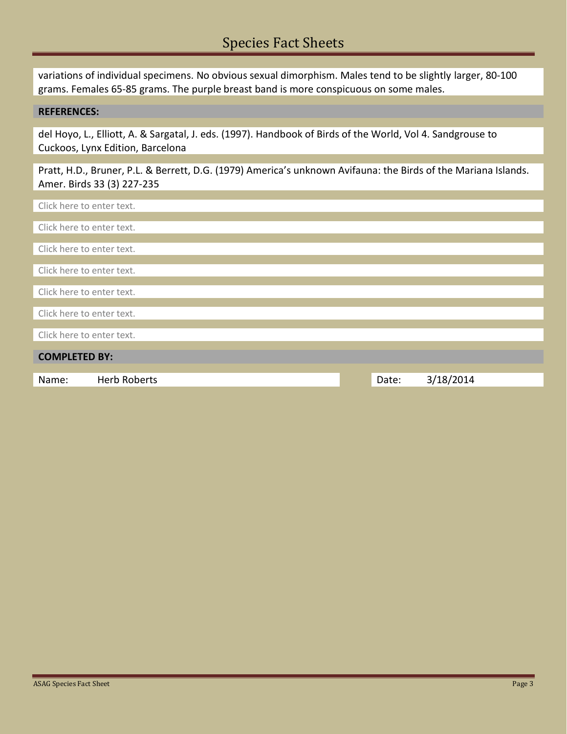variations of individual specimens. No obvious sexual dimorphism. Males tend to be slightly larger, 80-100 grams. Females 65-85 grams. The purple breast band is more conspicuous on some males.

## REFERENCES:

del Hoyo, L., Elliott, A. & Sargatal, J. eds. (1997). Handbook of Birds of the World, Vol 4. Sandgrouse to Cuckoos, Lynx Edition, Barcelona

Pratt, H.D., Bruner, P.L. & Berrett, D.G. (1979) America's unknown Avifauna: the Birds of the Mariana Islands. Amer. Birds 33 (3) 227-235

Click here to enter text.

Click here to enter text.

Click here to enter text.

Click here to enter text.

Click here to enter text.

Click here to enter text.

Click here to enter text.

## COMPLETED BY:

Name: Herb Roberts

Date: 3/18/2014